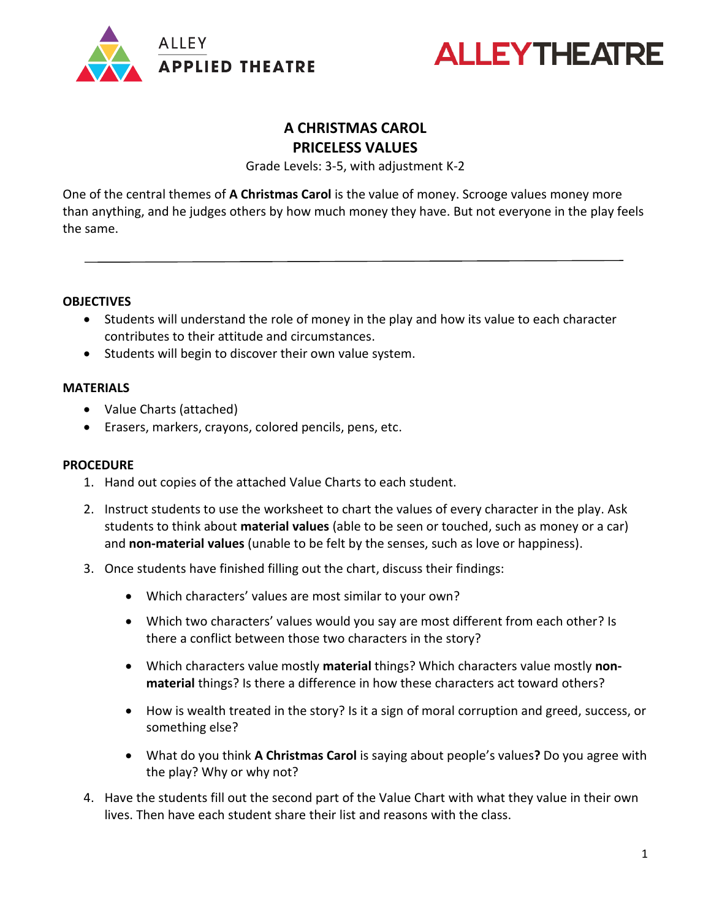ALLEY
APPLIED THEATRE

ALLEY THEATRE

# A CHRISTMAS CAROL
# PRICELESS VALUES

Grade Levels: 3-5, with adjustment K-2

One of the central themes of **A Christmas Carol** is the value of money. Scrooge values money more than anything, and he judges others by how much money they have. But not everyone in the play feels the same.

---

## OBJECTIVES

- Students will understand the role of money in the play and how its value to each character contributes to their attitude and circumstances.
- Students will begin to discover their own value system.

## MATERIALS

- Value Charts (attached)
- Erasers, markers, crayons, colored pencils, pens, etc.

## PROCEDURE

1. Hand out copies of the attached Value Charts to each student.
2. Instruct students to use the worksheet to chart the values of every character in the play. Ask students to think about **material values** (able to be seen or touched, such as money or a car) and **non-material values** (unable to be felt by the senses, such as love or happiness).
3. Once students have finished filling out the chart, discuss their findings:
    - Which characters' values are most similar to your own?
    - Which two characters' values would you say are most different from each other? Is there a conflict between those two characters in the story?
    - Which characters value mostly **material** things? Which characters value mostly **non-material** things? Is there a difference in how these characters act toward others?
    - How is wealth treated in the story? Is it a sign of moral corruption and greed, success, or something else?
    - What do you think **A Christmas Carol** is saying about people's values**?** Do you agree with the play? Why or why not?
4. Have the students fill out the second part of the Value Chart with what they value in their own lives. Then have each student share their list and reasons with the class.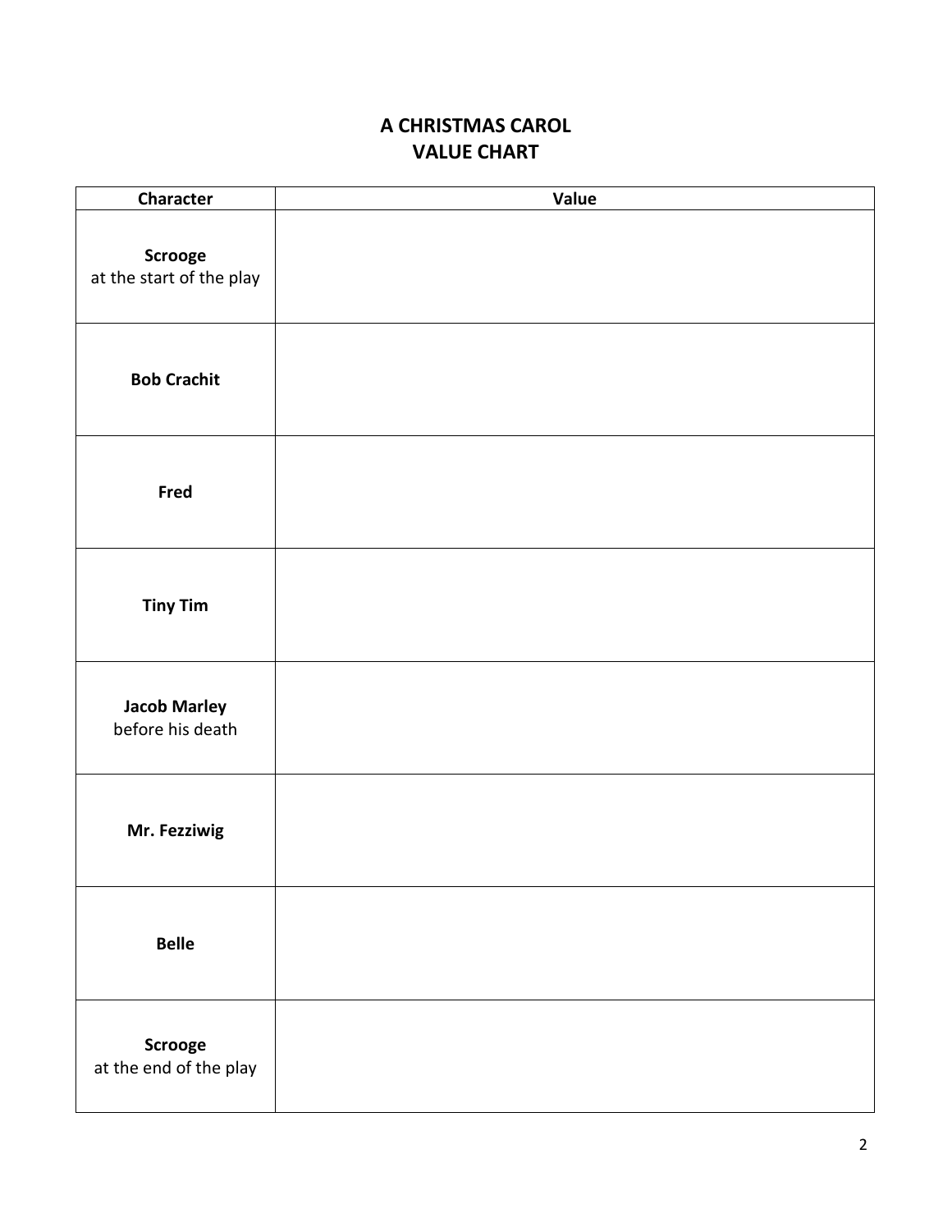# A CHRISTMAS CAROL
# VALUE CHART

| Character | Value |
| --- | --- |
| **Scrooge** at the start of the play | |
| **Bob Crachit** | |
| **Fred** | |
| **Tiny Tim** | |
| **Jacob Marley** before his death | |
| **Mr. Fezziwig** | |
| **Belle** | |
| **Scrooge** at the end of the play | |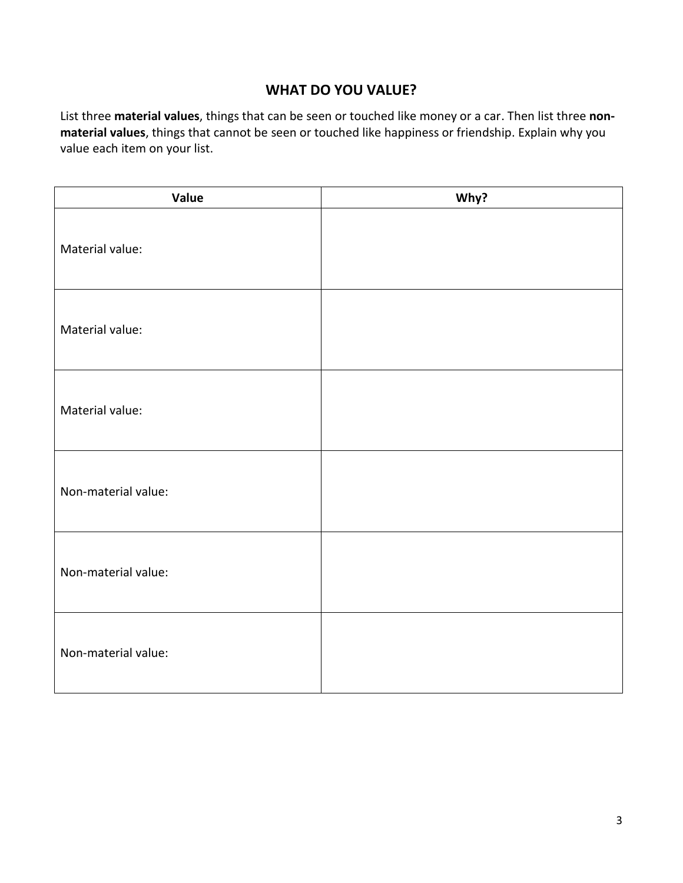## WHAT DO YOU VALUE?

List three **material values**, things that can be seen or touched like money or a car. Then list three **non-material values**, things that cannot be seen or touched like happiness or friendship. Explain why you value each item on your list.

| Value | Why? |
|---|---|
| Material value: | |
| Material value: | |
| Material value: | |
| Non-material value: | |
| Non-material value: | |
| Non-material value: | |